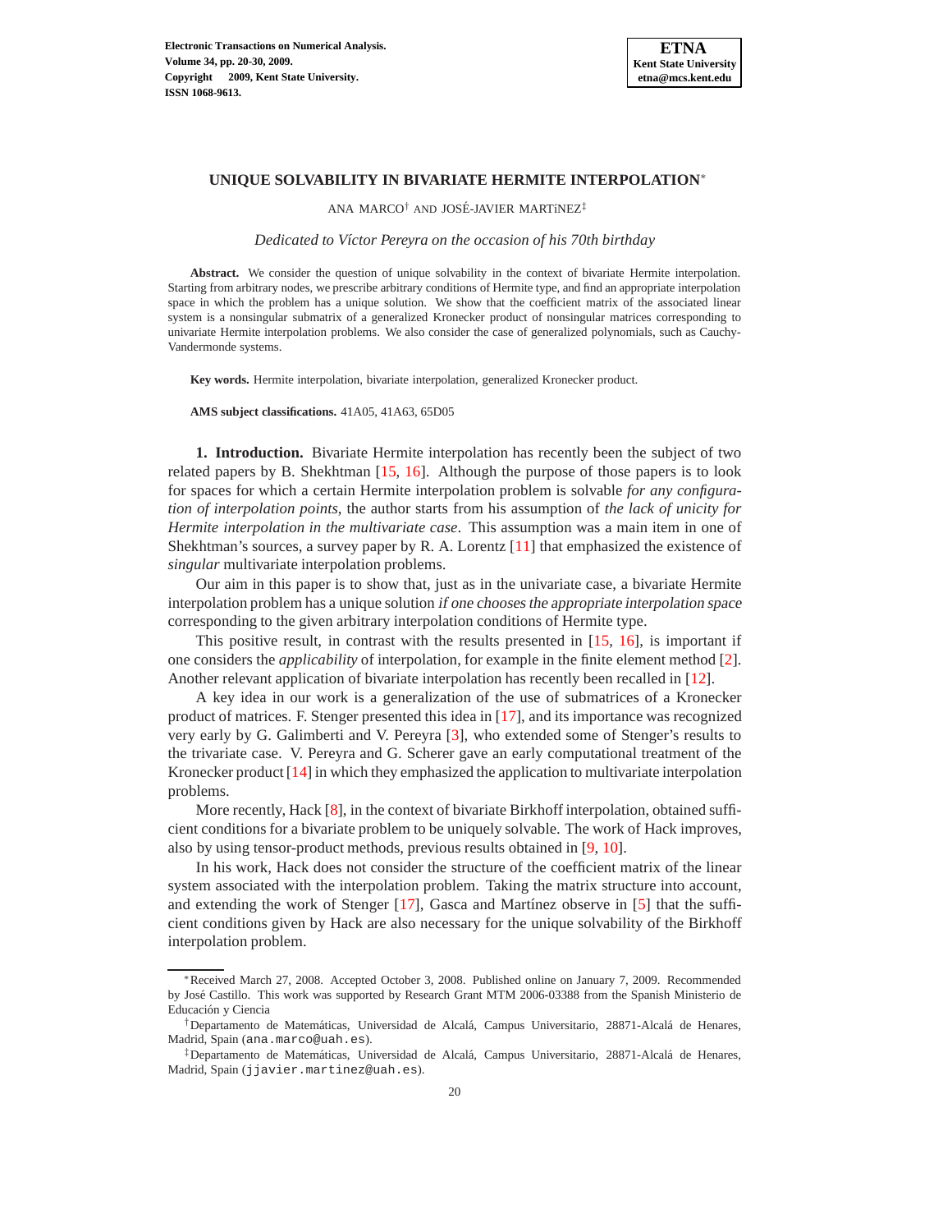# UNIQUE SOLVABILITY IN BIVARIATE HERMITE INTERPOLATION*

ANA MARCO† AND JOSÉ-JAVIER MARTíNEZ‡

*Dedicated to Víctor Pereyra on the occasion of his 70th birthday*

**Abstract.** We consider the question of unique solvability in the context of bivariate Hermite interpolation. Starting from arbitrary nodes, we prescribe arbitrary conditions of Hermite type, and find an appropriate interpolation space in which the problem has a unique solution. We show that the coefficient matrix of the associated linear system is a nonsingular submatrix of a generalized Kronecker product of nonsingular matrices corresponding to univariate Hermite interpolation problems. We also consider the case of generalized polynomials, such as Cauchy-Vandermonde systems.

**Key words.** Hermite interpolation, bivariate interpolation, generalized Kronecker product.

**AMS subject classifications.** 41A05, 41A63, 65D05

## 1. Introduction.

Bivariate Hermite interpolation has recently been the subject of two related papers by B. Shekhtman [15, 16]. Although the purpose of those papers is to look for spaces for which a certain Hermite interpolation problem is solvable *for any configuration of interpolation points*, the author starts from his assumption of *the lack of unicity for Hermite interpolation in the multivariate case*. This assumption was a main item in one of Shekhtman's sources, a survey paper by R. A. Lorentz [11] that emphasized the existence of *singular* multivariate interpolation problems.

Our aim in this paper is to show that, just as in the univariate case, a bivariate Hermite interpolation problem has a unique solution *if one chooses the appropriate interpolation space* corresponding to the given arbitrary interpolation conditions of Hermite type.

This positive result, in contrast with the results presented in [15, 16], is important if one considers the *applicability* of interpolation, for example in the finite element method [2]. Another relevant application of bivariate interpolation has recently been recalled in [12].

A key idea in our work is a generalization of the use of submatrices of a Kronecker product of matrices. F. Stenger presented this idea in [17], and its importance was recognized very early by G. Galimberti and V. Pereyra [3], who extended some of Stenger's results to the trivariate case. V. Pereyra and G. Scherer gave an early computational treatment of the Kronecker product [14] in which they emphasized the application to multivariate interpolation problems.

More recently, Hack [8], in the context of bivariate Birkhoff interpolation, obtained sufficient conditions for a bivariate problem to be uniquely solvable. The work of Hack improves, also by using tensor-product methods, previous results obtained in [9, 10].

In his work, Hack does not consider the structure of the coefficient matrix of the linear system associated with the interpolation problem. Taking the matrix structure into account, and extending the work of Stenger [17], Gasca and Martínez observe in [5] that the sufficient conditions given by Hack are also necessary for the unique solvability of the Birkhoff interpolation problem.

---

*Received March 27, 2008. Accepted October 3, 2008. Published online on January 7, 2009. Recommended by José Castillo. This work was supported by Research Grant MTM 2006-03388 from the Spanish Ministerio de Educación y Ciencia

†Departamento de Matemáticas, Universidad de Alcalá, Campus Universitario, 28871-Alcalá de Henares, Madrid, Spain (ana.marco@uah.es).

‡Departamento de Matemáticas, Universidad de Alcalá, Campus Universitario, 28871-Alcalá de Henares, Madrid, Spain (jjavier.martinez@uah.es).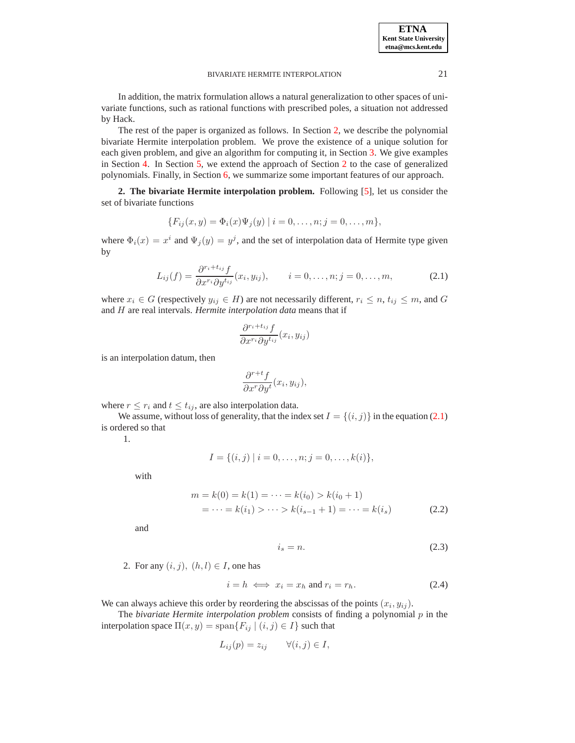In addition, the matrix formulation allows a natural generalization to other spaces of univariate functions, such as rational functions with prescribed poles, a situation not addressed by Hack.

The rest of the paper is organized as follows. In Section 2, we describe the polynomial bivariate Hermite interpolation problem. We prove the existence of a unique solution for each given problem, and give an algorithm for computing it, in Section 3. We give examples in Section 4. In Section 5, we extend the approach of Section 2 to the case of generalized polynomials. Finally, in Section 6, we summarize some important features of our approach.

## 2. The bivariate Hermite interpolation problem.

Following [5], let us consider the set of bivariate functions

$$\{F_{ij}(x,y) = \Phi_i(x)\Psi_j(y) \mid i = 0,\dots,n; j = 0,\dots,m\},$$

where $\Phi_i(x) = x^i$ and $\Psi_j(y) = y^j$, and the set of interpolation data of Hermite type given by

$$L_{ij}(f) = \frac{\partial^{r_i+t_{ij}} f}{\partial x^{r_i} \partial y^{t_{ij}}}(x_i, y_{ij}), \qquad i = 0,\dots,n; j = 0,\dots,m, \tag{2.1}$$

where $x_i \in G$ (respectively $y_{ij} \in H$) are not necessarily different, $r_i \le n$, $t_{ij} \le m$, and $G$ and $H$ are real intervals. *Hermite interpolation data* means that if

$$\frac{\partial^{r_i+t_{ij}} f}{\partial x^{r_i} \partial y^{t_{ij}}}(x_i, y_{ij})$$

is an interpolation datum, then

$$\frac{\partial^{r+t} f}{\partial x^{r} \partial y^{t}}(x_i, y_{ij}),$$

where $r \le r_i$ and $t \le t_{ij}$, are also interpolation data.

We assume, without loss of generality, that the index set $I = \{(i,j)\}$ in the equation (2.1) is ordered so that

1. $$I = \{(i,j) \mid i = 0,\dots,n; j = 0,\dots,k(i)\},$$

   with

   $$\begin{aligned} m = k(0) = k(1) = \cdots = k(i_0) > k(i_0+1) \\ = \cdots = k(i_1) > \cdots > k(i_{s-1}+1) = \cdots = k(i_s) \end{aligned} \tag{2.2}$$

   and

   $$i_s = n. \tag{2.3}$$

2. For any $(i,j),\ (h,l) \in I$, one has

   $$i = h \iff x_i = x_h \text{ and } r_i = r_h. \tag{2.4}$$

We can always achieve this order by reordering the abscissas of the points $(x_i, y_{ij})$.

The *bivariate Hermite interpolation problem* consists of finding a polynomial $p$ in the interpolation space $\Pi(x,y) = \operatorname{span}\{F_{ij} \mid (i,j) \in I\}$ such that

$$L_{ij}(p) = z_{ij} \qquad \forall (i,j) \in I,$$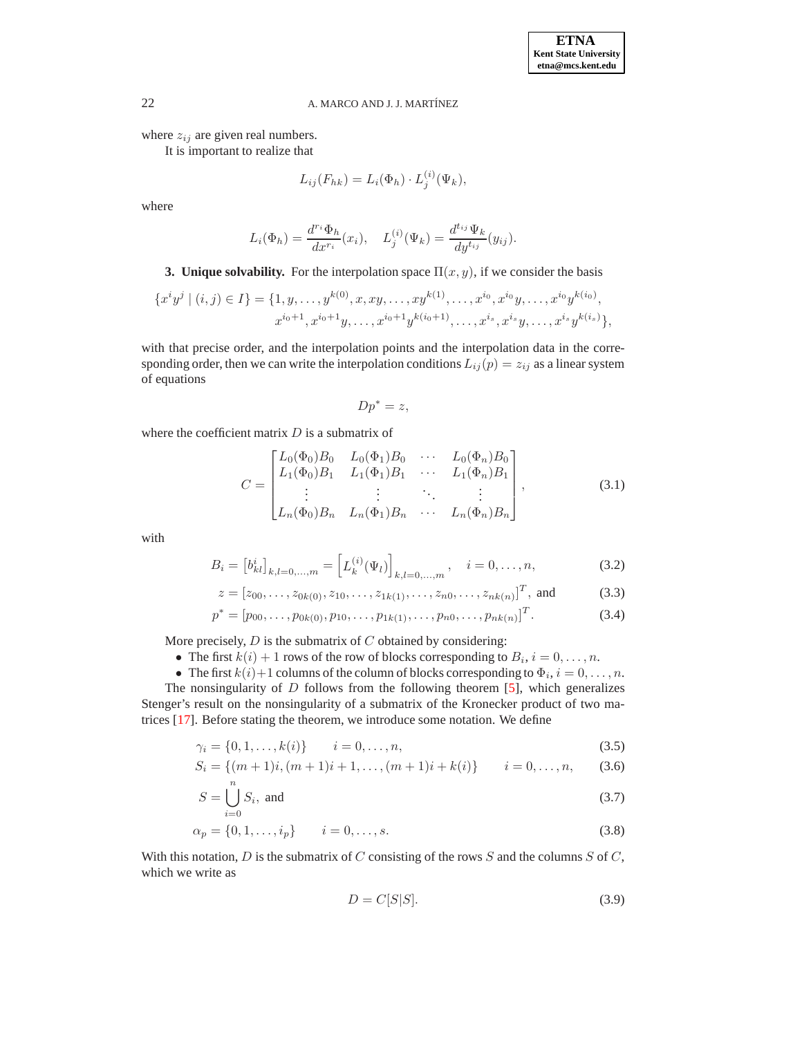where $z_{ij}$ are given real numbers.

It is important to realize that

$$L_{ij}(F_{hk}) = L_i(\Phi_h) \cdot L_j^{(i)}(\Psi_k),$$

where

$$L_i(\Phi_h) = \frac{d^{r_i}\Phi_h}{dx^{r_i}}(x_i), \quad L_j^{(i)}(\Psi_k) = \frac{d^{t_{ij}}\Psi_k}{dy^{t_{ij}}}(y_{ij}).$$

**3. Unique solvability.** For the interpolation space $\Pi(x, y)$, if we consider the basis

$$\{x^i y^j \mid (i,j) \in I\} = \{1, y, \ldots, y^{k(0)}, x, xy, \ldots, xy^{k(1)}, \ldots, x^{i_0}, x^{i_0}y, \ldots, x^{i_0}y^{k(i_0)},$$
$$x^{i_0+1}, x^{i_0+1}y, \ldots, x^{i_0+1}y^{k(i_0+1)}, \ldots, x^{i_s}, x^{i_s}y, \ldots, x^{i_s}y^{k(i_s)}\},$$

with that precise order, and the interpolation points and the interpolation data in the corresponding order, then we can write the interpolation conditions $L_{ij}(p) = z_{ij}$ as a linear system of equations

$$Dp^* = z,$$

where the coefficient matrix $D$ is a submatrix of

$$C = \begin{bmatrix} L_0(\Phi_0)B_0 & L_0(\Phi_1)B_0 & \cdots & L_0(\Phi_n)B_0 \\ L_1(\Phi_0)B_1 & L_1(\Phi_1)B_1 & \cdots & L_1(\Phi_n)B_1 \\ \vdots & \vdots & \ddots & \vdots \\ L_n(\Phi_0)B_n & L_n(\Phi_1)B_n & \cdots & L_n(\Phi_n)B_n \end{bmatrix}, \tag{3.1}$$

with

$$B_i = \left[b_{kl}^i\right]_{k,l=0,\ldots,m} = \left[L_k^{(i)}(\Psi_l)\right]_{k,l=0,\ldots,m}, \quad i = 0, \ldots, n, \tag{3.2}$$

$$z = [z_{00}, \ldots, z_{0k(0)}, z_{10}, \ldots, z_{1k(1)}, \ldots, z_{n0}, \ldots, z_{nk(n)}]^T, \text{ and} \tag{3.3}$$

$$p^* = [p_{00}, \ldots, p_{0k(0)}, p_{10}, \ldots, p_{1k(1)}, \ldots, p_{n0}, \ldots, p_{nk(n)}]^T. \tag{3.4}$$

More precisely, $D$ is the submatrix of $C$ obtained by considering:

- The first $k(i) + 1$ rows of the row of blocks corresponding to $B_i$, $i = 0, \ldots, n$.
- The first $k(i)+1$ columns of the column of blocks corresponding to $\Phi_i$, $i = 0, \ldots, n$.

The nonsingularity of $D$ follows from the following theorem [5], which generalizes Stenger's result on the nonsingularity of a submatrix of the Kronecker product of two matrices [17]. Before stating the theorem, we introduce some notation. We define

$$\gamma_i = \{0, 1, \ldots, k(i)\} \qquad i = 0, \ldots, n, \tag{3.5}$$

$$S_i = \{(m+1)i, (m+1)i + 1, \ldots, (m+1)i + k(i)\} \qquad i = 0, \ldots, n, \tag{3.6}$$

$$S = \bigcup_{i=0}^{n} S_i, \text{ and} \tag{3.7}$$

$$\alpha_p = \{0, 1, \ldots, i_p\} \qquad i = 0, \ldots, s. \tag{3.8}$$

With this notation, $D$ is the submatrix of $C$ consisting of the rows $S$ and the columns $S$ of $C$, which we write as

$$D = C[S|S]. \tag{3.9}$$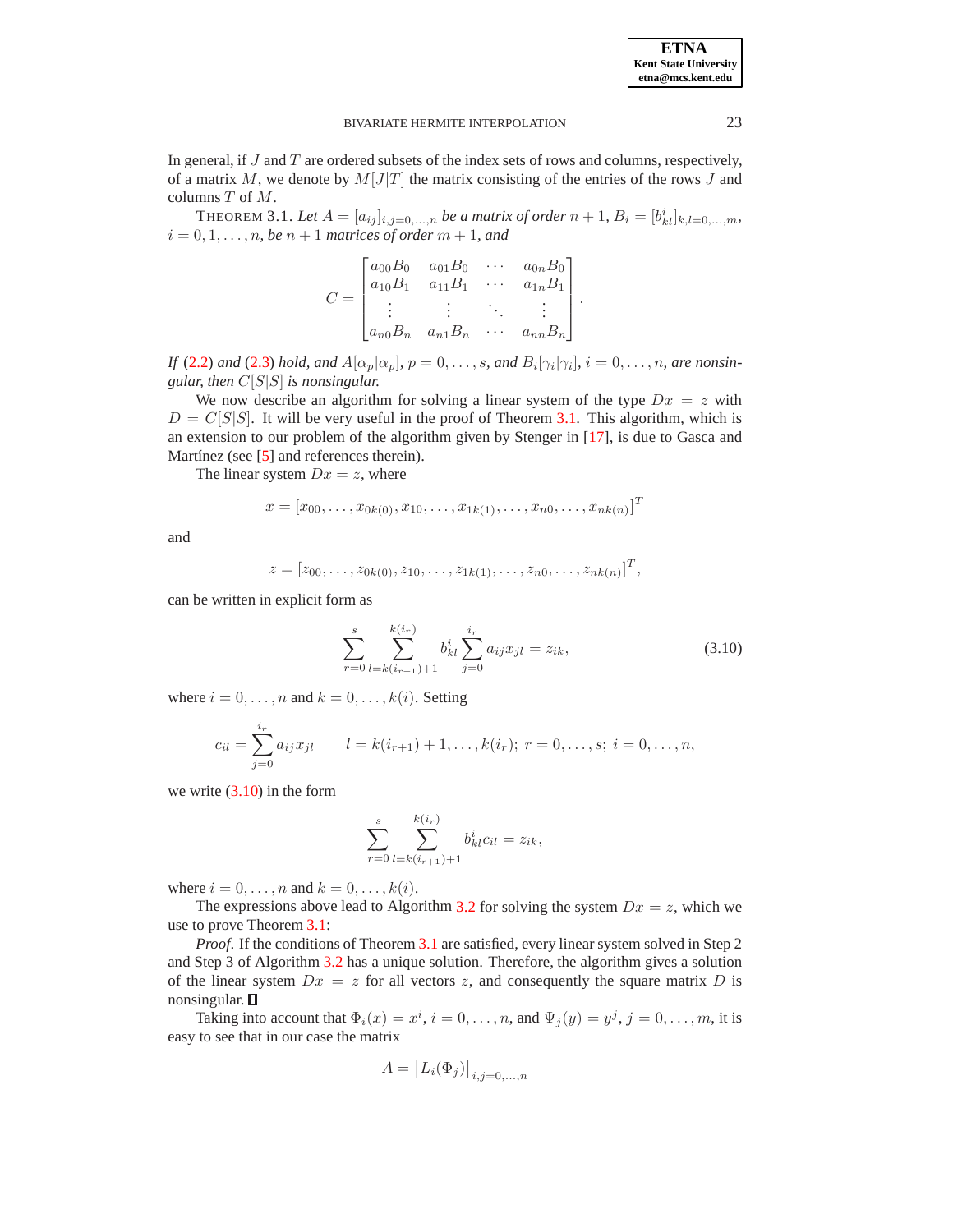In general, if $J$ and $T$ are ordered subsets of the index sets of rows and columns, respectively, of a matrix $M$, we denote by $M[J|T]$ the matrix consisting of the entries of the rows $J$ and columns $T$ of $M$.

THEOREM 3.1. *Let $A = [a_{ij}]_{i,j=0,\ldots,n}$ be a matrix of order $n+1$, $B_i = [b^i_{kl}]_{k,l=0,\ldots,m}$, $i = 0,1,\ldots,n$, be $n+1$ matrices of order $m+1$, and*

$$C = \begin{bmatrix} a_{00}B_0 & a_{01}B_0 & \cdots & a_{0n}B_0 \\ a_{10}B_1 & a_{11}B_1 & \cdots & a_{1n}B_1 \\ \vdots & \vdots & \ddots & \vdots \\ a_{n0}B_n & a_{n1}B_n & \cdots & a_{nn}B_n \end{bmatrix}.$$

*If (2.2) and (2.3) hold, and $A[\alpha_p|\alpha_p]$, $p = 0,\ldots,s$, and $B_i[\gamma_i|\gamma_i]$, $i = 0,\ldots,n$, are nonsingular, then $C[S|S]$ is nonsingular.*

We now describe an algorithm for solving a linear system of the type $Dx = z$ with $D = C[S|S]$. It will be very useful in the proof of Theorem 3.1. This algorithm, which is an extension to our problem of the algorithm given by Stenger in [17], is due to Gasca and Martínez (see [5] and references therein).

The linear system $Dx = z$, where

$$x = [x_{00},\ldots,x_{0k(0)},x_{10},\ldots,x_{1k(1)},\ldots,x_{n0},\ldots,x_{nk(n)}]^T$$

and

$$z = [z_{00},\ldots,z_{0k(0)},z_{10},\ldots,z_{1k(1)},\ldots,z_{n0},\ldots,z_{nk(n)}]^T,$$

can be written in explicit form as

$$\sum_{r=0}^{s} \sum_{l=k(i_{r+1})+1}^{k(i_r)} b^i_{kl} \sum_{j=0}^{i_r} a_{ij}x_{jl} = z_{ik}, \tag{3.10}$$

where $i = 0,\ldots,n$ and $k = 0,\ldots,k(i)$. Setting

$$c_{il} = \sum_{j=0}^{i_r} a_{ij}x_{jl} \qquad l = k(i_{r+1})+1,\ldots,k(i_r);\; r = 0,\ldots,s;\; i = 0,\ldots,n,$$

we write (3.10) in the form

$$\sum_{r=0}^{s} \sum_{l=k(i_{r+1})+1}^{k(i_r)} b^i_{kl} c_{il} = z_{ik},$$

where $i = 0,\ldots,n$ and $k = 0,\ldots,k(i)$.

The expressions above lead to Algorithm 3.2 for solving the system $Dx = z$, which we use to prove Theorem 3.1:

*Proof.* If the conditions of Theorem 3.1 are satisfied, every linear system solved in Step 2 and Step 3 of Algorithm 3.2 has a unique solution. Therefore, the algorithm gives a solution of the linear system $Dx = z$ for all vectors $z$, and consequently the square matrix $D$ is nonsingular. ∎

Taking into account that $\Phi_i(x) = x^i$, $i = 0,\ldots,n$, and $\Psi_j(y) = y^j$, $j = 0,\ldots,m$, it is easy to see that in our case the matrix

$$A = \left[L_i(\Phi_j)\right]_{i,j=0,\ldots,n}$$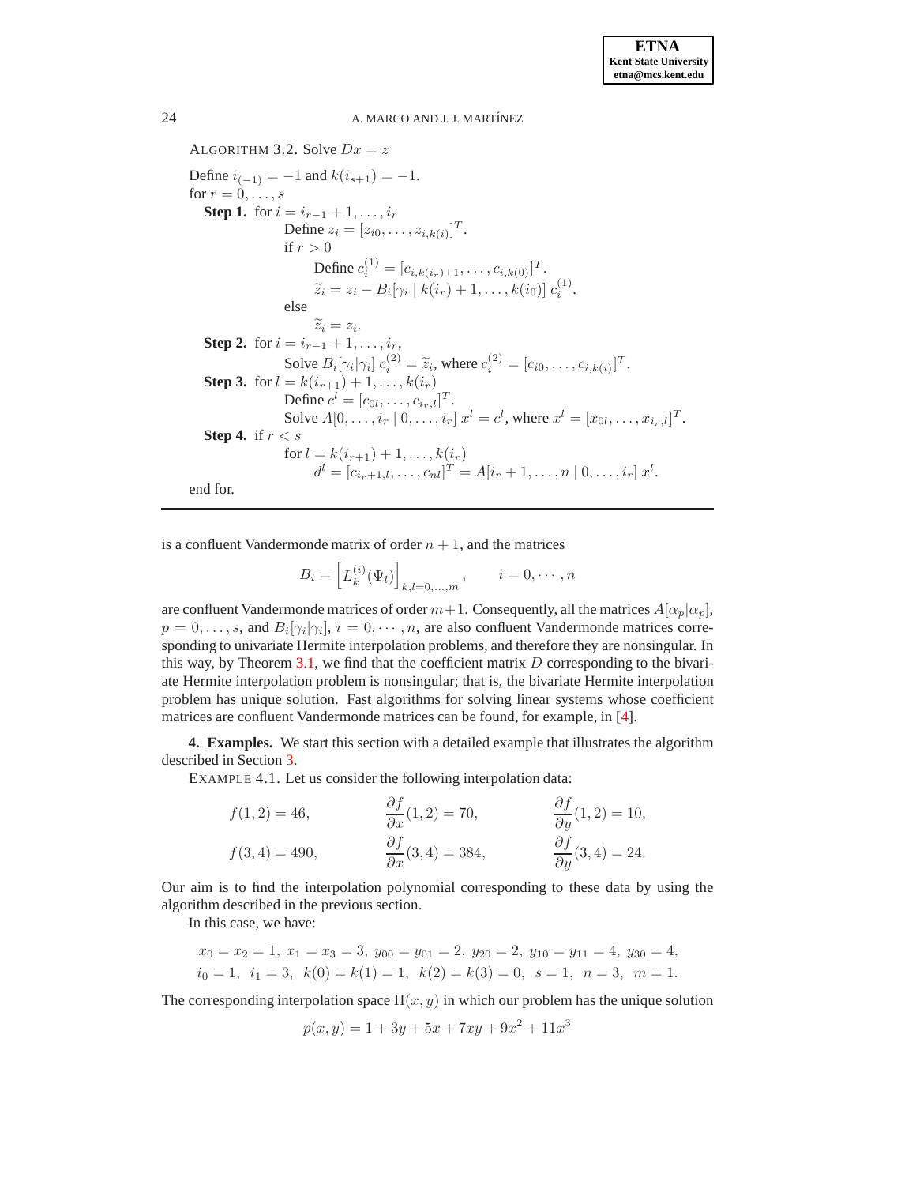ALGORITHM 3.2. Solve $Dx = z$

Define $i_{(-1)} = -1$ and $k(i_{s+1}) = -1$.
for $r = 0, \ldots, s$

**Step 1.** for $i = i_{r-1}+1, \ldots, i_r$
  Define $z_i = [z_{i0}, \ldots, z_{i,k(i)}]^T$.
  if $r > 0$
    Define $c_i^{(1)} = [c_{i,k(i_r)+1}, \ldots, c_{i,k(0)}]^T$.
    $\widetilde{z}_i = z_i - B_i[\gamma_i \mid k(i_r)+1, \ldots, k(i_0)]\; c_i^{(1)}$.
  else
    $\widetilde{z}_i = z_i$.

**Step 2.** for $i = i_{r-1}+1, \ldots, i_r$,
  Solve $B_i[\gamma_i|\gamma_i]\; c_i^{(2)} = \widetilde{z}_i$, where $c_i^{(2)} = [c_{i0}, \ldots, c_{i,k(i)}]^T$.

**Step 3.** for $l = k(i_{r+1})+1, \ldots, k(i_r)$
  Define $c^l = [c_{0l}, \ldots, c_{i_r,l}]^T$.
  Solve $A[0, \ldots, i_r \mid 0, \ldots, i_r]\; x^l = c^l$, where $x^l = [x_{0l}, \ldots, x_{i_r,l}]^T$.

**Step 4.** if $r < s$
  for $l = k(i_{r+1})+1, \ldots, k(i_r)$
    $d^l = [c_{i_r+1,l}, \ldots, c_{nl}]^T = A[i_r+1, \ldots, n \mid 0, \ldots, i_r]\; x^l$.

end for.

---

is a confluent Vandermonde matrix of order $n+1$, and the matrices

$$B_i = \left[L_k^{(i)}(\Psi_l)\right]_{k,l=0,\ldots,m}, \qquad i = 0, \cdots, n$$

are confluent Vandermonde matrices of order $m+1$. Consequently, all the matrices $A[\alpha_p|\alpha_p]$, $p = 0, \ldots, s$, and $B_i[\gamma_i|\gamma_i]$, $i = 0, \cdots, n$, are also confluent Vandermonde matrices corresponding to univariate Hermite interpolation problems, and therefore they are nonsingular. In this way, by Theorem 3.1, we find that the coefficient matrix $D$ corresponding to the bivariate Hermite interpolation problem is nonsingular; that is, the bivariate Hermite interpolation problem has unique solution. Fast algorithms for solving linear systems whose coefficient matrices are confluent Vandermonde matrices can be found, for example, in [4].

## 4. Examples.

We start this section with a detailed example that illustrates the algorithm described in Section 3.

EXAMPLE 4.1. Let us consider the following interpolation data:

$$f(1,2) = 46, \qquad \frac{\partial f}{\partial x}(1,2) = 70, \qquad \frac{\partial f}{\partial y}(1,2) = 10,$$

$$f(3,4) = 490, \qquad \frac{\partial f}{\partial x}(3,4) = 384, \qquad \frac{\partial f}{\partial y}(3,4) = 24.$$

Our aim is to find the interpolation polynomial corresponding to these data by using the algorithm described in the previous section.

In this case, we have:

$$x_0 = x_2 = 1,\; x_1 = x_3 = 3,\; y_{00} = y_{01} = 2,\; y_{20} = 2,\; y_{10} = y_{11} = 4,\; y_{30} = 4,$$
$$i_0 = 1,\;\; i_1 = 3,\;\; k(0) = k(1) = 1,\;\; k(2) = k(3) = 0,\;\; s = 1,\;\; n = 3,\;\; m = 1.$$

The corresponding interpolation space $\Pi(x, y)$ in which our problem has the unique solution

$$p(x, y) = 1 + 3y + 5x + 7xy + 9x^2 + 11x^3$$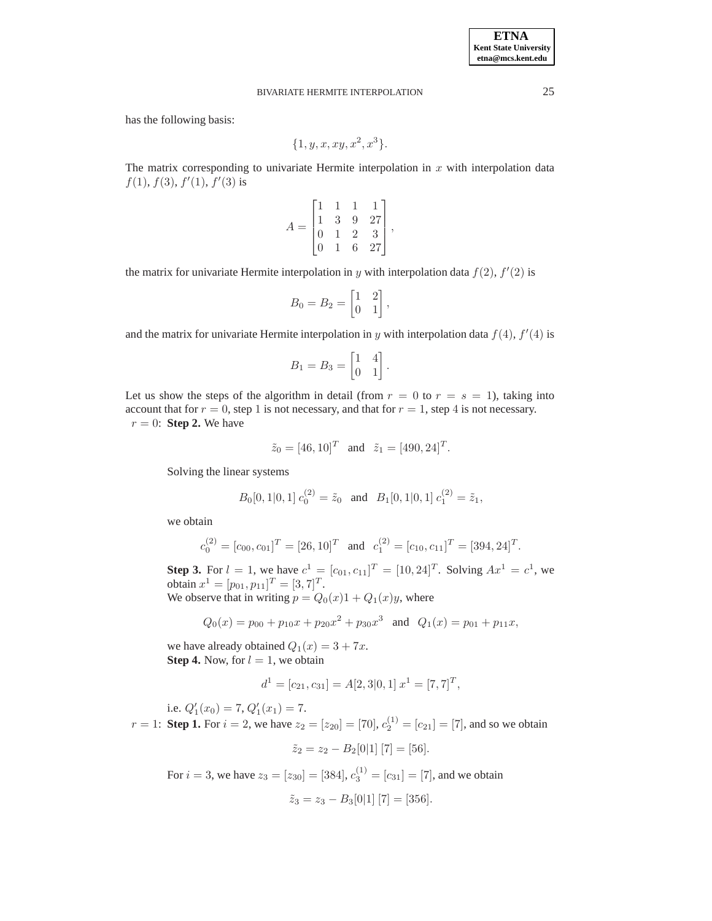has the following basis:

$$\{1, y, x, xy, x^2, x^3\}.$$

The matrix corresponding to univariate Hermite interpolation in $x$ with interpolation data $f(1)$, $f(3)$, $f'(1)$, $f'(3)$ is

$$A = \begin{bmatrix} 1 & 1 & 1 & 1 \\ 1 & 3 & 9 & 27 \\ 0 & 1 & 2 & 3 \\ 0 & 1 & 6 & 27 \end{bmatrix},$$

the matrix for univariate Hermite interpolation in $y$ with interpolation data $f(2)$, $f'(2)$ is

$$B_0 = B_2 = \begin{bmatrix} 1 & 2 \\ 0 & 1 \end{bmatrix},$$

and the matrix for univariate Hermite interpolation in $y$ with interpolation data $f(4)$, $f'(4)$ is

$$B_1 = B_3 = \begin{bmatrix} 1 & 4 \\ 0 & 1 \end{bmatrix}.$$

Let us show the steps of the algorithm in detail (from $r = 0$ to $r = s = 1$), taking into account that for $r = 0$, step 1 is not necessary, and that for $r = 1$, step 4 is not necessary.

$r = 0$: **Step 2.** We have

$$\tilde{z}_0 = [46, 10]^T \quad \text{and} \quad \tilde{z}_1 = [490, 24]^T.$$

Solving the linear systems

$$B_0[0,1|0,1]\, c_0^{(2)} = \tilde{z}_0 \quad \text{and} \quad B_1[0,1|0,1]\, c_1^{(2)} = \tilde{z}_1,$$

we obtain

$$c_0^{(2)} = [c_{00}, c_{01}]^T = [26, 10]^T \quad \text{and} \quad c_1^{(2)} = [c_{10}, c_{11}]^T = [394, 24]^T.$$

**Step 3.** For $l = 1$, we have $c^1 = [c_{01}, c_{11}]^T = [10, 24]^T$. Solving $Ax^1 = c^1$, we obtain $x^1 = [p_{01}, p_{11}]^T = [3, 7]^T$.

We observe that in writing $p = Q_0(x)1 + Q_1(x)y$, where

$$Q_0(x) = p_{00} + p_{10}x + p_{20}x^2 + p_{30}x^3 \quad \text{and} \quad Q_1(x) = p_{01} + p_{11}x,$$

we have already obtained $Q_1(x) = 3 + 7x$.

**Step 4.** Now, for $l = 1$, we obtain

$$d^1 = [c_{21}, c_{31}] = A[2,3|0,1]\, x^1 = [7, 7]^T,$$

i.e. $Q_1'(x_0) = 7$, $Q_1'(x_1) = 7$.

$r = 1$: **Step 1.** For $i = 2$, we have $z_2 = [z_{20}] = [70]$, $c_2^{(1)} = [c_{21}] = [7]$, and so we obtain

$$\tilde{z}_2 = z_2 - B_2[0|1]\,[7] = [56].$$

For $i = 3$, we have $z_3 = [z_{30}] = [384]$, $c_3^{(1)} = [c_{31}] = [7]$, and we obtain

$$\tilde{z}_3 = z_3 - B_3[0|1]\,[7] = [356].$$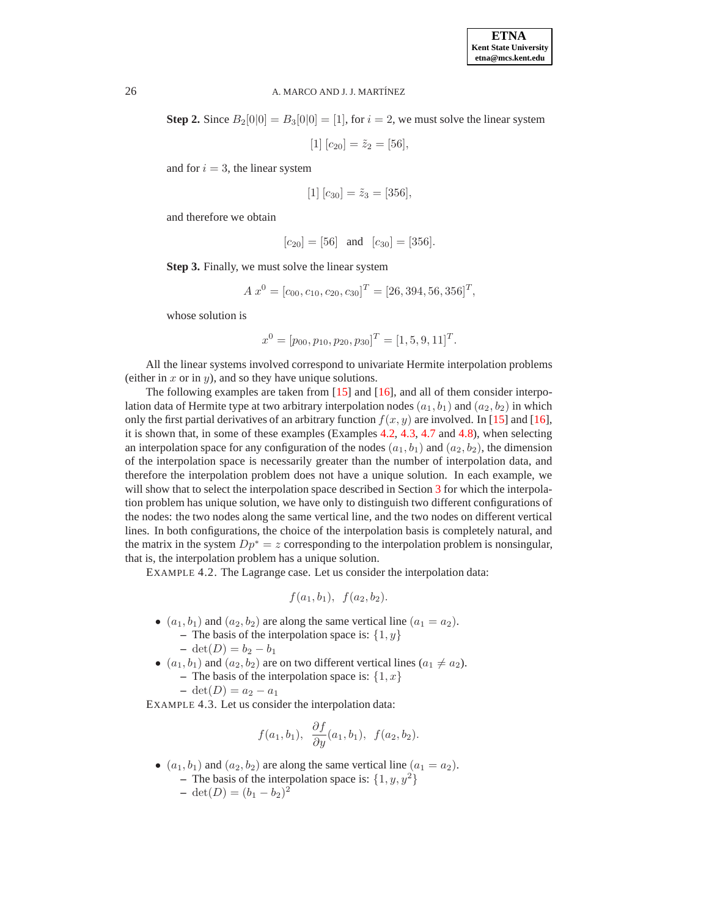**Step 2.** Since $B_2[0|0] = B_3[0|0] = [1]$, for $i = 2$, we must solve the linear system

$$[1] \; [c_{20}] = \tilde{z}_2 = [56],$$

and for $i = 3$, the linear system

$$[1] \; [c_{30}] = \tilde{z}_3 = [356],$$

and therefore we obtain

$$[c_{20}] = [56] \quad \text{and} \quad [c_{30}] = [356].$$

**Step 3.** Finally, we must solve the linear system

$$A \, x^0 = [c_{00}, c_{10}, c_{20}, c_{30}]^T = [26, 394, 56, 356]^T,$$

whose solution is

$$x^0 = [p_{00}, p_{10}, p_{20}, p_{30}]^T = [1, 5, 9, 11]^T.$$

All the linear systems involved correspond to univariate Hermite interpolation problems (either in $x$ or in $y$), and so they have unique solutions.

The following examples are taken from [15] and [16], and all of them consider interpolation data of Hermite type at two arbitrary interpolation nodes $(a_1, b_1)$ and $(a_2, b_2)$ in which only the first partial derivatives of an arbitrary function $f(x, y)$ are involved. In [15] and [16], it is shown that, in some of these examples (Examples 4.2, 4.3, 4.7 and 4.8), when selecting an interpolation space for any configuration of the nodes $(a_1, b_1)$ and $(a_2, b_2)$, the dimension of the interpolation space is necessarily greater than the number of interpolation data, and therefore the interpolation problem does not have a unique solution. In each example, we will show that to select the interpolation space described in Section 3 for which the interpolation problem has unique solution, we have only to distinguish two different configurations of the nodes: the two nodes along the same vertical line, and the two nodes on different vertical lines. In both configurations, the choice of the interpolation basis is completely natural, and the matrix in the system $Dp^* = z$ corresponding to the interpolation problem is nonsingular, that is, the interpolation problem has a unique solution.

EXAMPLE 4.2. The Lagrange case. Let us consider the interpolation data:

$$f(a_1, b_1), \;\; f(a_2, b_2).$$

- $(a_1, b_1)$ and $(a_2, b_2)$ are along the same vertical line $(a_1 = a_2)$.
  - The basis of the interpolation space is: $\{1, y\}$
  - $\det(D) = b_2 - b_1$
- $(a_1, b_1)$ and $(a_2, b_2)$ are on two different vertical lines $(a_1 \neq a_2)$.
  - The basis of the interpolation space is: $\{1, x\}$
  - $\det(D) = a_2 - a_1$

EXAMPLE 4.3. Let us consider the interpolation data:

$$f(a_1, b_1), \;\; \frac{\partial f}{\partial y}(a_1, b_1), \;\; f(a_2, b_2).$$

- $(a_1, b_1)$ and $(a_2, b_2)$ are along the same vertical line $(a_1 = a_2)$.
  - The basis of the interpolation space is: $\{1, y, y^2\}$
  - $\det(D) = (b_1 - b_2)^2$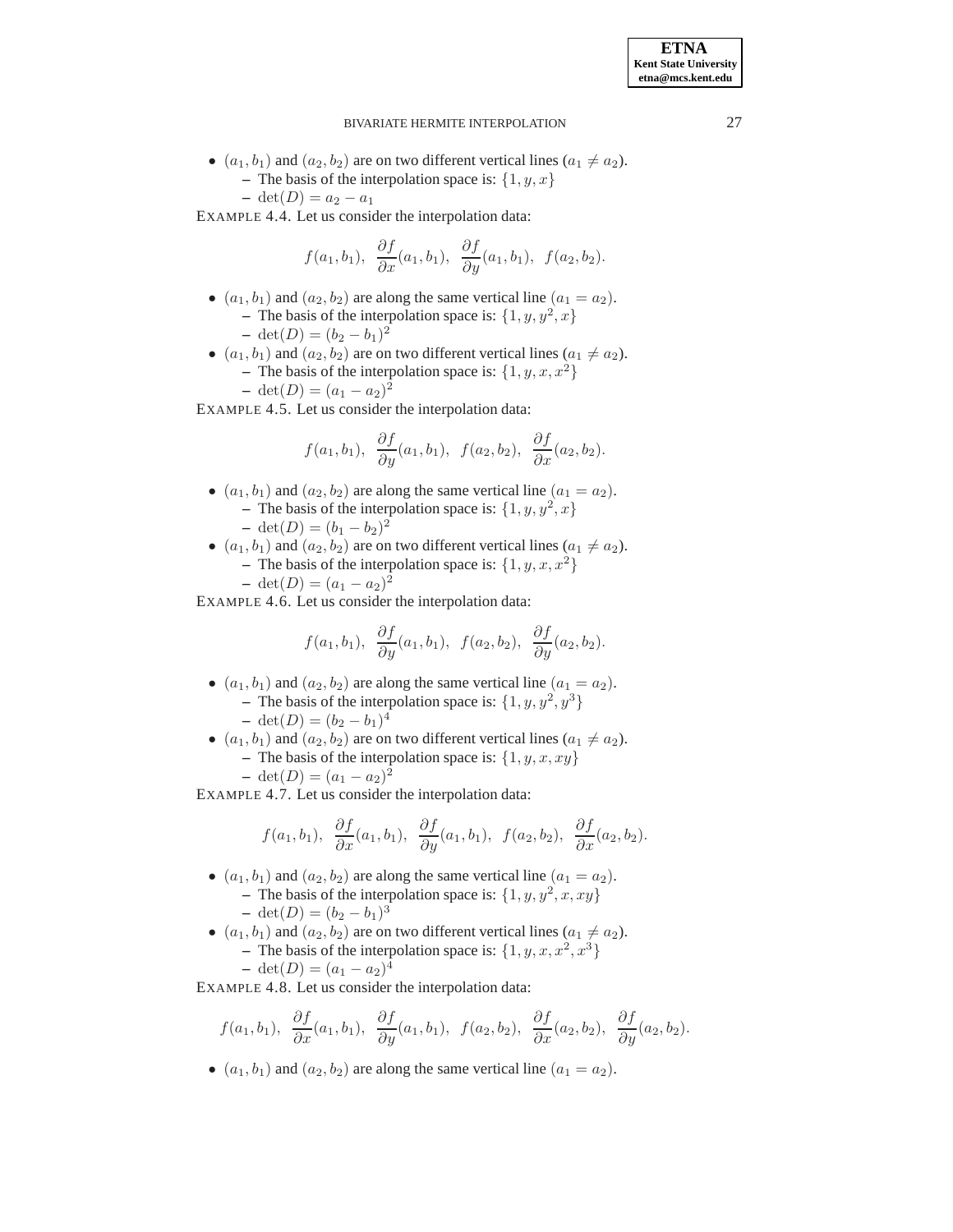- $(a_1, b_1)$ and $(a_2, b_2)$ are on two different vertical lines ($a_1 \neq a_2$).
  - The basis of the interpolation space is: $\{1, y, x\}$
  - $\det(D) = a_2 - a_1$

EXAMPLE 4.4. Let us consider the interpolation data:

$$f(a_1, b_1), \ \frac{\partial f}{\partial x}(a_1, b_1), \ \frac{\partial f}{\partial y}(a_1, b_1), \ f(a_2, b_2).$$

- $(a_1, b_1)$ and $(a_2, b_2)$ are along the same vertical line ($a_1 = a_2$).
  - The basis of the interpolation space is: $\{1, y, y^2, x\}$
  - $\det(D) = (b_2 - b_1)^2$
- $(a_1, b_1)$ and $(a_2, b_2)$ are on two different vertical lines ($a_1 \neq a_2$).
  - The basis of the interpolation space is: $\{1, y, x, x^2\}$
  - $\det(D) = (a_1 - a_2)^2$

EXAMPLE 4.5. Let us consider the interpolation data:

$$f(a_1, b_1), \ \frac{\partial f}{\partial y}(a_1, b_1), \ f(a_2, b_2), \ \frac{\partial f}{\partial x}(a_2, b_2).$$

- $(a_1, b_1)$ and $(a_2, b_2)$ are along the same vertical line ($a_1 = a_2$).
  - The basis of the interpolation space is: $\{1, y, y^2, x\}$
  - $\det(D) = (b_1 - b_2)^2$
- $(a_1, b_1)$ and $(a_2, b_2)$ are on two different vertical lines ($a_1 \neq a_2$).
  - The basis of the interpolation space is: $\{1, y, x, x^2\}$
  - $\det(D) = (a_1 - a_2)^2$

EXAMPLE 4.6. Let us consider the interpolation data:

$$f(a_1, b_1), \ \frac{\partial f}{\partial y}(a_1, b_1), \ f(a_2, b_2), \ \frac{\partial f}{\partial y}(a_2, b_2).$$

- $(a_1, b_1)$ and $(a_2, b_2)$ are along the same vertical line ($a_1 = a_2$).
  - The basis of the interpolation space is: $\{1, y, y^2, y^3\}$
  - $\det(D) = (b_2 - b_1)^4$
- $(a_1, b_1)$ and $(a_2, b_2)$ are on two different vertical lines ($a_1 \neq a_2$).
  - The basis of the interpolation space is: $\{1, y, x, xy\}$
  - $\det(D) = (a_1 - a_2)^2$

EXAMPLE 4.7. Let us consider the interpolation data:

$$f(a_1, b_1), \ \frac{\partial f}{\partial x}(a_1, b_1), \ \frac{\partial f}{\partial y}(a_1, b_1), \ f(a_2, b_2), \ \frac{\partial f}{\partial x}(a_2, b_2).$$

- $(a_1, b_1)$ and $(a_2, b_2)$ are along the same vertical line ($a_1 = a_2$).
  - The basis of the interpolation space is: $\{1, y, y^2, x, xy\}$
  - $\det(D) = (b_2 - b_1)^3$
- $(a_1, b_1)$ and $(a_2, b_2)$ are on two different vertical lines ($a_1 \neq a_2$).
  - The basis of the interpolation space is: $\{1, y, x, x^2, x^3\}$
  - $\det(D) = (a_1 - a_2)^4$

EXAMPLE 4.8. Let us consider the interpolation data:

$$f(a_1, b_1), \ \frac{\partial f}{\partial x}(a_1, b_1), \ \frac{\partial f}{\partial y}(a_1, b_1), \ f(a_2, b_2), \ \frac{\partial f}{\partial x}(a_2, b_2), \ \frac{\partial f}{\partial y}(a_2, b_2).$$

- $(a_1, b_1)$ and $(a_2, b_2)$ are along the same vertical line ($a_1 = a_2$).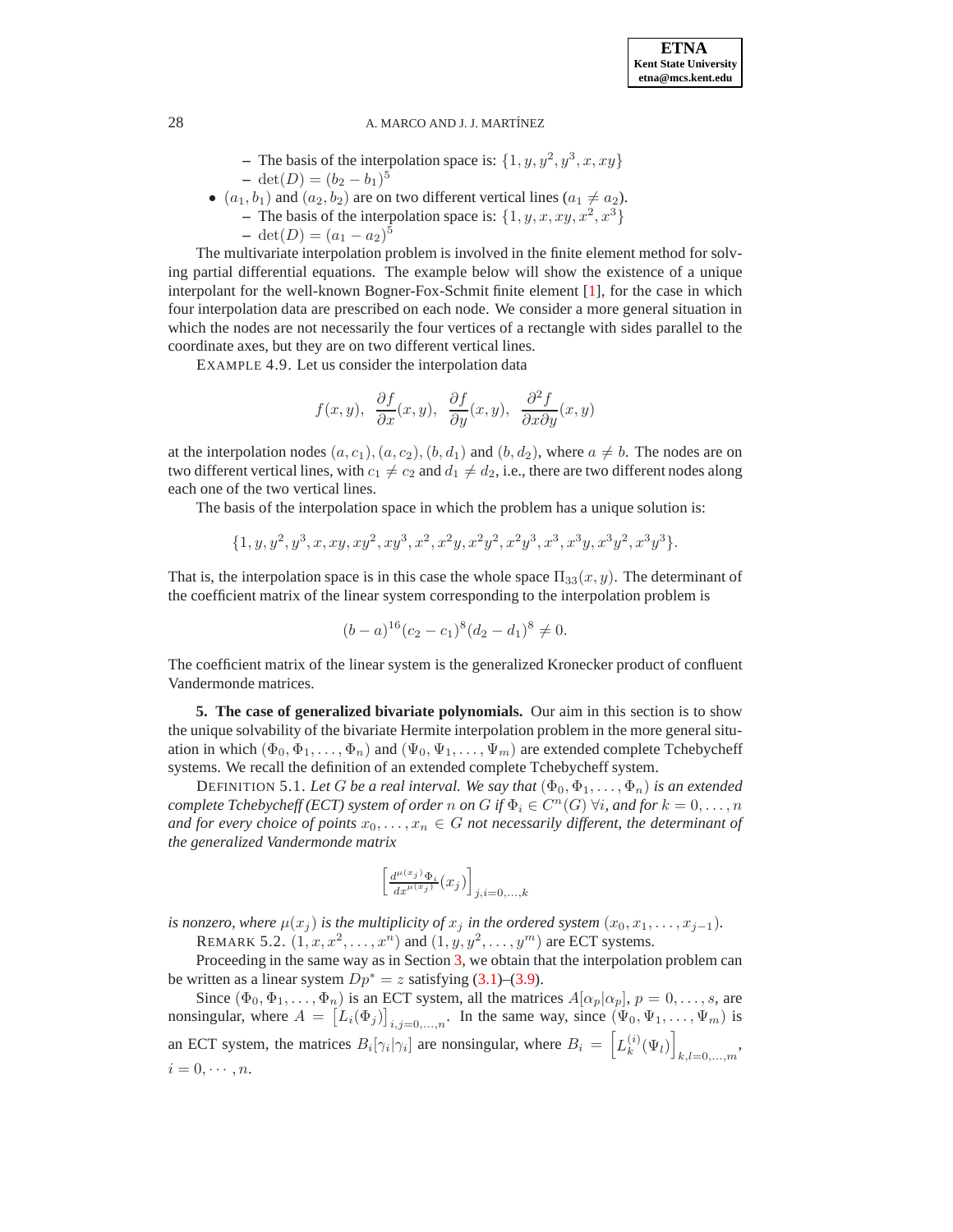– The basis of the interpolation space is: $\{1, y, y^2, y^3, x, xy\}$
– $\det(D) = (b_2 - b_1)^5$

- $(a_1, b_1)$ and $(a_2, b_2)$ are on two different vertical lines ($a_1 \neq a_2$).
  – The basis of the interpolation space is: $\{1, y, x, xy, x^2, x^3\}$
  – $\det(D) = (a_1 - a_2)^5$

The multivariate interpolation problem is involved in the finite element method for solving partial differential equations. The example below will show the existence of a unique interpolant for the well-known Bogner-Fox-Schmit finite element [1], for the case in which four interpolation data are prescribed on each node. We consider a more general situation in which the nodes are not necessarily the four vertices of a rectangle with sides parallel to the coordinate axes, but they are on two different vertical lines.

EXAMPLE 4.9. Let us consider the interpolation data

$$f(x,y), \;\; \frac{\partial f}{\partial x}(x,y), \;\; \frac{\partial f}{\partial y}(x,y), \;\; \frac{\partial^2 f}{\partial x \partial y}(x,y)$$

at the interpolation nodes $(a, c_1), (a, c_2), (b, d_1)$ and $(b, d_2)$, where $a \neq b$. The nodes are on two different vertical lines, with $c_1 \neq c_2$ and $d_1 \neq d_2$, i.e., there are two different nodes along each one of the two vertical lines.

The basis of the interpolation space in which the problem has a unique solution is:

$$\{1, y, y^2, y^3, x, xy, xy^2, xy^3, x^2, x^2y, x^2y^2, x^2y^3, x^3, x^3y, x^3y^2, x^3y^3\}.$$

That is, the interpolation space is in this case the whole space $\Pi_{33}(x,y)$. The determinant of the coefficient matrix of the linear system corresponding to the interpolation problem is

$$(b-a)^{16}(c_2 - c_1)^8(d_2 - d_1)^8 \neq 0.$$

The coefficient matrix of the linear system is the generalized Kronecker product of confluent Vandermonde matrices.

## 5. The case of generalized bivariate polynomials.

Our aim in this section is to show the unique solvability of the bivariate Hermite interpolation problem in the more general situation in which $(\Phi_0, \Phi_1, \ldots, \Phi_n)$ and $(\Psi_0, \Psi_1, \ldots, \Psi_m)$ are extended complete Tchebycheff systems. We recall the definition of an extended complete Tchebycheff system.

DEFINITION 5.1. *Let $G$ be a real interval. We say that $(\Phi_0, \Phi_1, \ldots, \Phi_n)$ is an extended complete Tchebycheff (ECT) system of order $n$ on $G$ if $\Phi_i \in C^n(G)\ \forall i$, and for $k = 0, \ldots, n$ and for every choice of points $x_0, \ldots, x_n \in G$ not necessarily different, the determinant of the generalized Vandermonde matrix*

$$\left[ \frac{d^{\mu(x_j)}\Phi_i}{dx^{\mu(x_j)}}(x_j) \right]_{j,i=0,\ldots,k}$$

*is nonzero, where $\mu(x_j)$ is the multiplicity of $x_j$ in the ordered system $(x_0, x_1, \ldots, x_{j-1})$.*

REMARK 5.2. $(1, x, x^2, \ldots, x^n)$ and $(1, y, y^2, \ldots, y^m)$ are ECT systems.

Proceeding in the same way as in Section 3, we obtain that the interpolation problem can be written as a linear system $Dp^* = z$ satisfying (3.1)–(3.9).

Since $(\Phi_0, \Phi_1, \ldots, \Phi_n)$ is an ECT system, all the matrices $A[\alpha_p|\alpha_p]$, $p = 0, \ldots, s$, are nonsingular, where $A = \left[L_i(\Phi_j)\right]_{i,j=0,\ldots,n}$. In the same way, since $(\Psi_0, \Psi_1, \ldots, \Psi_m)$ is an ECT system, the matrices $B_i[\gamma_i|\gamma_i]$ are nonsingular, where $B_i = \left[L_k^{(i)}(\Psi_l)\right]_{k,l=0,\ldots,m}$, $i = 0, \cdots, n$.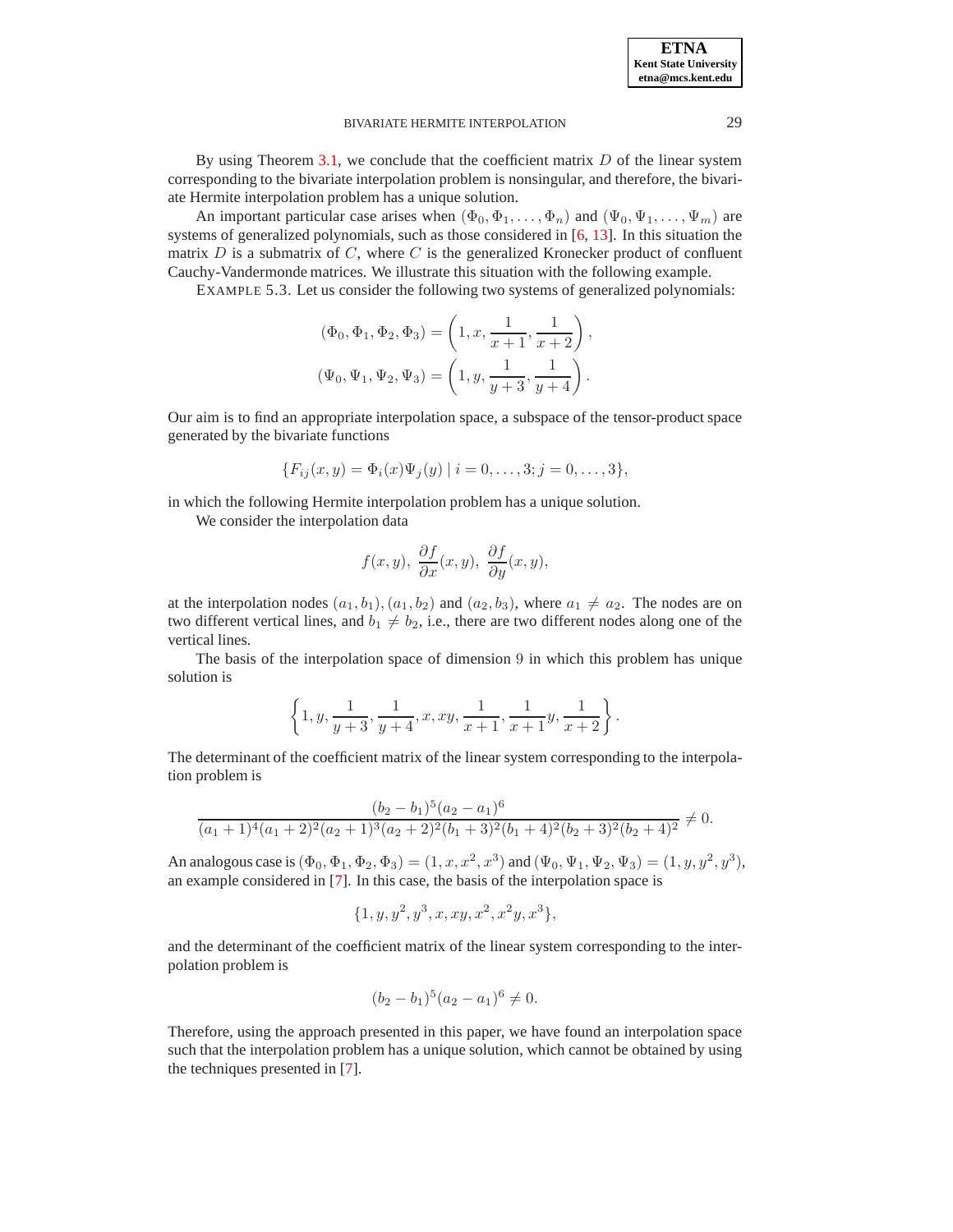By using Theorem 3.1, we conclude that the coefficient matrix $D$ of the linear system corresponding to the bivariate interpolation problem is nonsingular, and therefore, the bivariate Hermite interpolation problem has a unique solution.

An important particular case arises when $(\Phi_0, \Phi_1, \ldots, \Phi_n)$ and $(\Psi_0, \Psi_1, \ldots, \Psi_m)$ are systems of generalized polynomials, such as those considered in [6, 13]. In this situation the matrix $D$ is a submatrix of $C$, where $C$ is the generalized Kronecker product of confluent Cauchy-Vandermonde matrices. We illustrate this situation with the following example.

EXAMPLE 5.3. Let us consider the following two systems of generalized polynomials:

$$(\Phi_0, \Phi_1, \Phi_2, \Phi_3) = \left(1, x, \frac{1}{x+1}, \frac{1}{x+2}\right),$$
$$(\Psi_0, \Psi_1, \Psi_2, \Psi_3) = \left(1, y, \frac{1}{y+3}, \frac{1}{y+4}\right).$$

Our aim is to find an appropriate interpolation space, a subspace of the tensor-product space generated by the bivariate functions

$$\{F_{ij}(x, y) = \Phi_i(x)\Psi_j(y) \mid i = 0, \ldots, 3; j = 0, \ldots, 3\},$$

in which the following Hermite interpolation problem has a unique solution.

We consider the interpolation data

$$f(x, y),\ \frac{\partial f}{\partial x}(x, y),\ \frac{\partial f}{\partial y}(x, y),$$

at the interpolation nodes $(a_1, b_1), (a_1, b_2)$ and $(a_2, b_3)$, where $a_1 \neq a_2$. The nodes are on two different vertical lines, and $b_1 \neq b_2$, i.e., there are two different nodes along one of the vertical lines.

The basis of the interpolation space of dimension 9 in which this problem has unique solution is

$$\left\{1, y, \frac{1}{y+3}, \frac{1}{y+4}, x, xy, \frac{1}{x+1}, \frac{1}{x+1}y, \frac{1}{x+2}\right\}.$$

The determinant of the coefficient matrix of the linear system corresponding to the interpolation problem is

$$\frac{(b_2 - b_1)^5 (a_2 - a_1)^6}{(a_1+1)^4 (a_1+2)^2 (a_2+1)^3 (a_2+2)^2 (b_1+3)^2 (b_1+4)^2 (b_2+3)^2 (b_2+4)^2} \neq 0.$$

An analogous case is $(\Phi_0, \Phi_1, \Phi_2, \Phi_3) = (1, x, x^2, x^3)$ and $(\Psi_0, \Psi_1, \Psi_2, \Psi_3) = (1, y, y^2, y^3)$, an example considered in [7]. In this case, the basis of the interpolation space is

$$\{1, y, y^2, y^3, x, xy, x^2, x^2y, x^3\},$$

and the determinant of the coefficient matrix of the linear system corresponding to the interpolation problem is

$$(b_2 - b_1)^5 (a_2 - a_1)^6 \neq 0.$$

Therefore, using the approach presented in this paper, we have found an interpolation space such that the interpolation problem has a unique solution, which cannot be obtained by using the techniques presented in [7].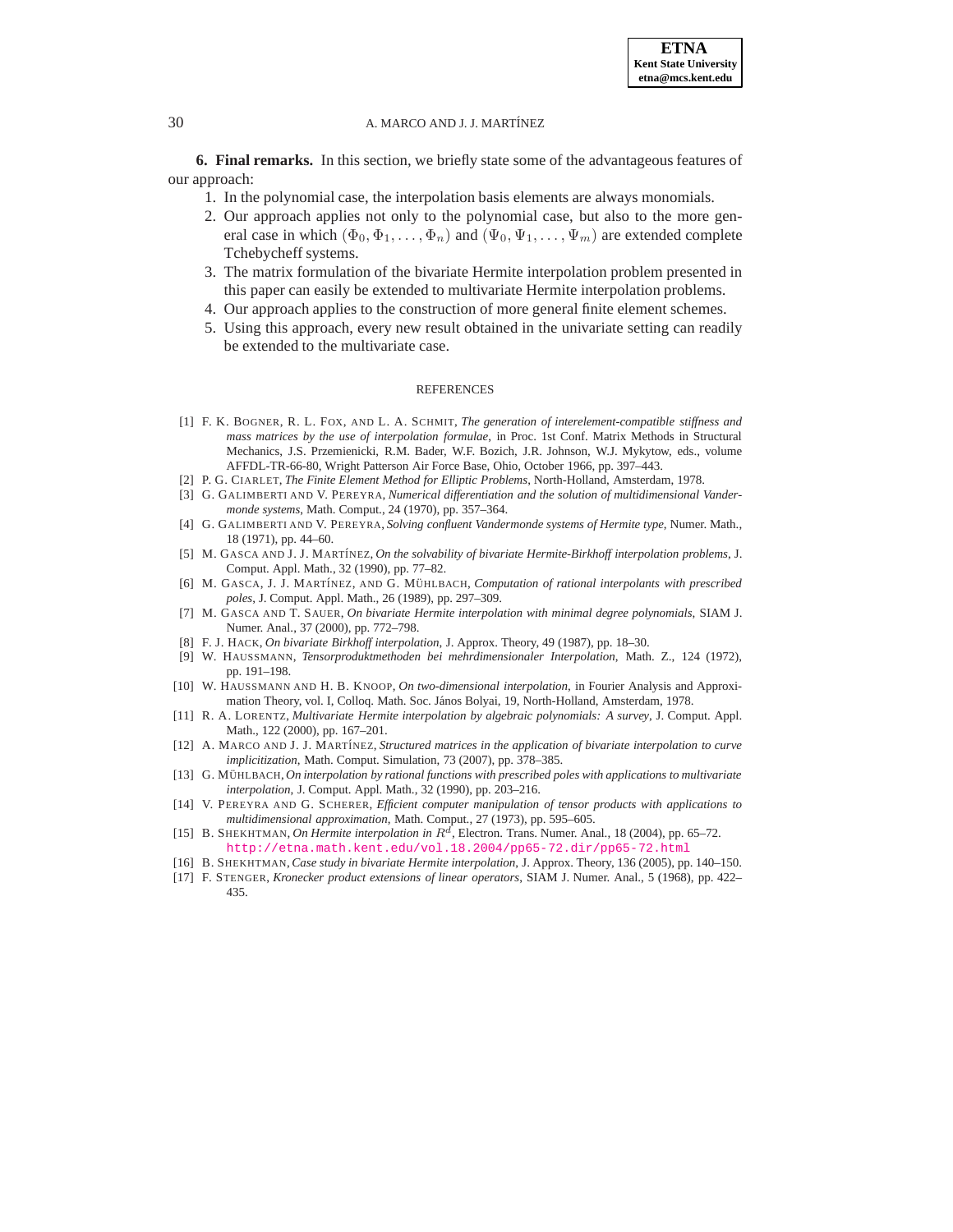**6. Final remarks.** In this section, we briefly state some of the advantageous features of our approach:

1. In the polynomial case, the interpolation basis elements are always monomials.
2. Our approach applies not only to the polynomial case, but also to the more general case in which $(\Phi_0, \Phi_1, \ldots, \Phi_n)$ and $(\Psi_0, \Psi_1, \ldots, \Psi_m)$ are extended complete Tchebycheff systems.
3. The matrix formulation of the bivariate Hermite interpolation problem presented in this paper can easily be extended to multivariate Hermite interpolation problems.
4. Our approach applies to the construction of more general finite element schemes.
5. Using this approach, every new result obtained in the univariate setting can readily be extended to the multivariate case.

## REFERENCES

[1] F. K. Bogner, R. L. Fox, and L. A. Schmit, *The generation of interelement-compatible stiffness and mass matrices by the use of interpolation formulae*, in Proc. 1st Conf. Matrix Methods in Structural Mechanics, J.S. Przemienicki, R.M. Bader, W.F. Bozich, J.R. Johnson, W.J. Mykytow, eds., volume AFFDL-TR-66-80, Wright Patterson Air Force Base, Ohio, October 1966, pp. 397–443.

[2] P. G. Ciarlet, *The Finite Element Method for Elliptic Problems*, North-Holland, Amsterdam, 1978.

[3] G. Galimberti and V. Pereyra, *Numerical differentiation and the solution of multidimensional Vandermonde systems*, Math. Comput., 24 (1970), pp. 357–364.

[4] G. Galimberti and V. Pereyra, *Solving confluent Vandermonde systems of Hermite type*, Numer. Math., 18 (1971), pp. 44–60.

[5] M. Gasca and J. J. Martínez, *On the solvability of bivariate Hermite-Birkhoff interpolation problems*, J. Comput. Appl. Math., 32 (1990), pp. 77–82.

[6] M. Gasca, J. J. Martínez, and G. Mühlbach, *Computation of rational interpolants with prescribed poles*, J. Comput. Appl. Math., 26 (1989), pp. 297–309.

[7] M. Gasca and T. Sauer, *On bivariate Hermite interpolation with minimal degree polynomials*, SIAM J. Numer. Anal., 37 (2000), pp. 772–798.

[8] F. J. Hack, *On bivariate Birkhoff interpolation*, J. Approx. Theory, 49 (1987), pp. 18–30.

[9] W. Haussmann, *Tensorproduktmethoden bei mehrdimensionaler Interpolation*, Math. Z., 124 (1972), pp. 191–198.

[10] W. Haussmann and H. B. Knoop, *On two-dimensional interpolation*, in Fourier Analysis and Approximation Theory, vol. I, Colloq. Math. Soc. János Bolyai, 19, North-Holland, Amsterdam, 1978.

[11] R. A. Lorentz, *Multivariate Hermite interpolation by algebraic polynomials: A survey*, J. Comput. Appl. Math., 122 (2000), pp. 167–201.

[12] A. Marco and J. J. Martínez, *Structured matrices in the application of bivariate interpolation to curve implicitization*, Math. Comput. Simulation, 73 (2007), pp. 378–385.

[13] G. Mühlbach, *On interpolation by rational functions with prescribed poles with applications to multivariate interpolation*, J. Comput. Appl. Math., 32 (1990), pp. 203–216.

[14] V. Pereyra and G. Scherer, *Efficient computer manipulation of tensor products with applications to multidimensional approximation*, Math. Comput., 27 (1973), pp. 595–605.

[15] B. Shekhtman, *On Hermite interpolation in $R^d$*, Electron. Trans. Numer. Anal., 18 (2004), pp. 65–72. http://etna.math.kent.edu/vol.18.2004/pp65-72.dir/pp65-72.html

[16] B. Shekhtman, *Case study in bivariate Hermite interpolation*, J. Approx. Theory, 136 (2005), pp. 140–150.

[17] F. Stenger, *Kronecker product extensions of linear operators*, SIAM J. Numer. Anal., 5 (1968), pp. 422–435.